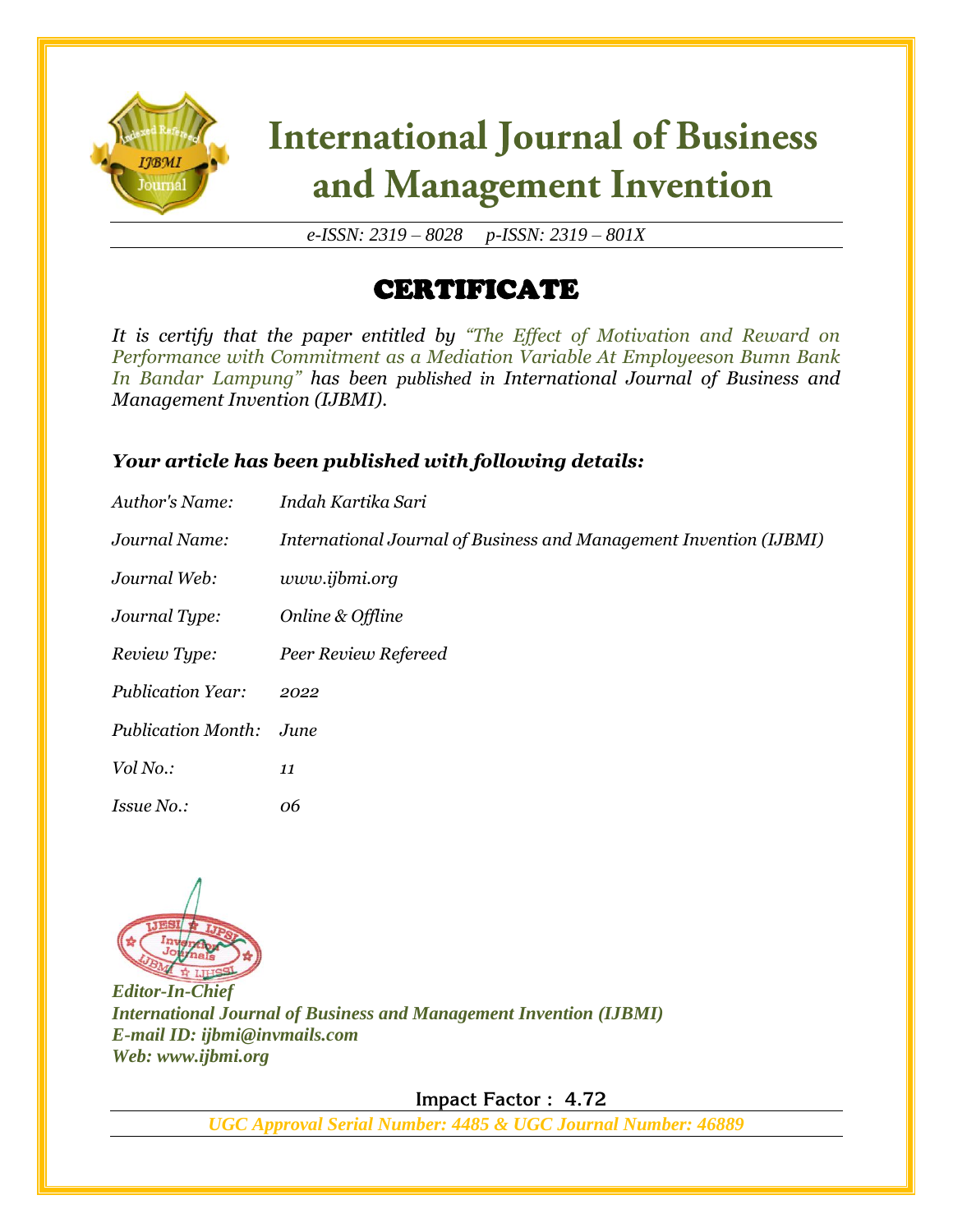# International Journal of Business and Management Invention

*e-ISSN: 2319 – 8028 p-ISSN: 2319 – 801X*

## CERTIFICATE

*It is certify that the paper entitled by "The Effect of Motivation and Reward on Performance with Commitment as a Mediation Variable At Employeeson Bumn Bank In Bandar Lampung" has been published in International Journal of Business and Management Invention (IJBMI).*

***Your article has been published with following details:***

| | |
|---|---|
| *Author's Name:* | *Indah Kartika Sari* |
| *Journal Name:* | *International Journal of Business and Management Invention (IJBMI)* |
| *Journal Web:* | *www.ijbmi.org* |
| *Journal Type:* | *Online & Offline* |
| *Review Type:* | *Peer Review Refereed* |
| *Publication Year:* | *2022* |
| *Publication Month:* | *June* |
| *Vol No.:* | *11* |
| *Issue No.:* | *06* |

***Editor-In-Chief***
***International Journal of Business and Management Invention (IJBMI)***
***E-mail ID: ijbmi@invmails.com***
***Web: www.ijbmi.org***

**Impact Factor : 4.72**

***UGC Approval Serial Number: 4485 & UGC Journal Number: 46889***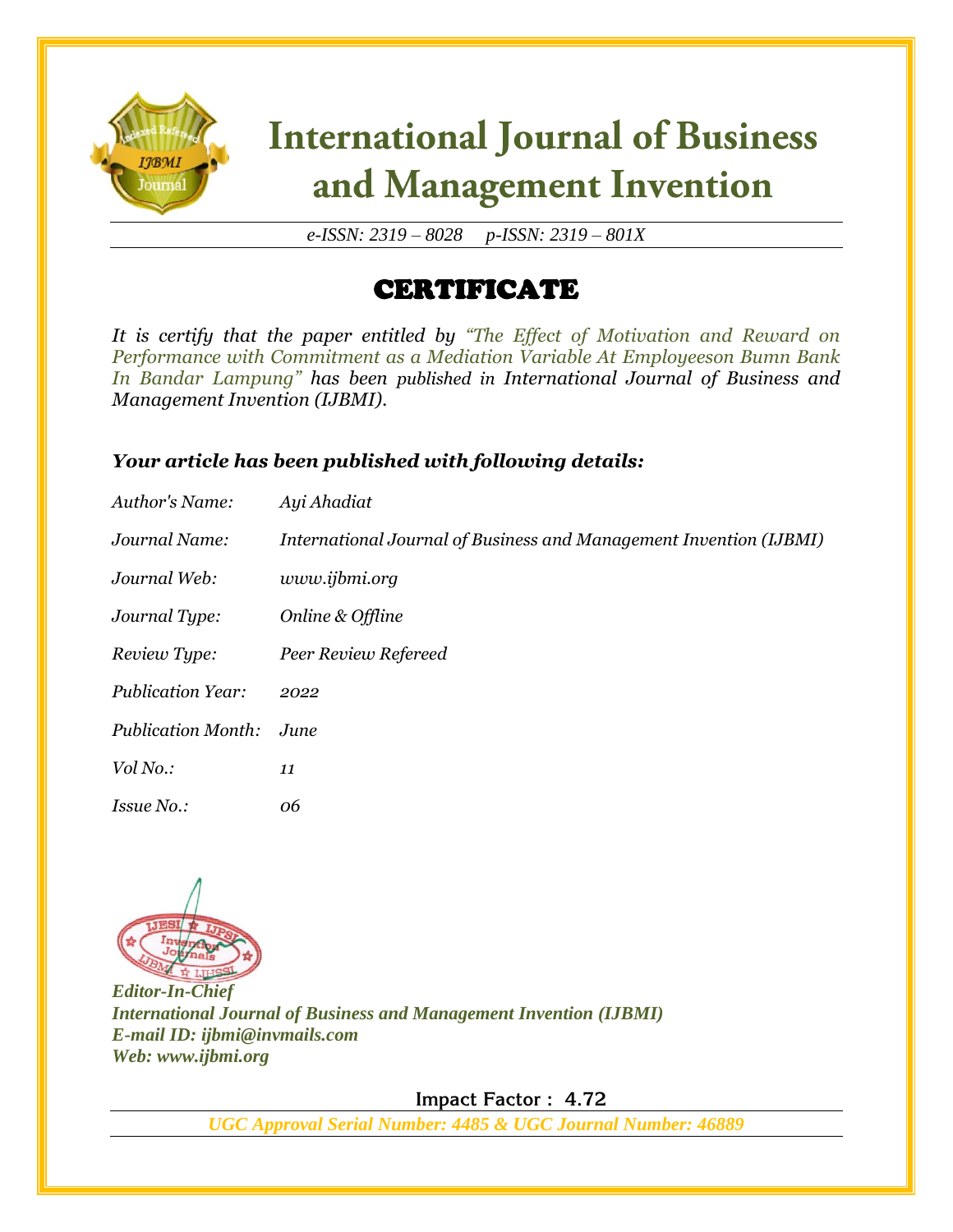# International Journal of Business and Management Invention

*e-ISSN: 2319 – 8028 p-ISSN: 2319 – 801X*

## CERTIFICATE

*It is certify that the paper entitled by "The Effect of Motivation and Reward on Performance with Commitment as a Mediation Variable At Employeeson Bumn Bank In Bandar Lampung" has been published in International Journal of Business and Management Invention (IJBMI).*

### *Your article has been published with following details:*

| | |
|---|---|
| *Author's Name:* | *Ayi Ahadiat* |
| *Journal Name:* | *International Journal of Business and Management Invention (IJBMI)* |
| *Journal Web:* | *www.ijbmi.org* |
| *Journal Type:* | *Online & Offline* |
| *Review Type:* | *Peer Review Refereed* |
| *Publication Year:* | *2022* |
| *Publication Month:* | *June* |
| *Vol No.:* | *11* |
| *Issue No.:* | *06* |

***Editor-In-Chief***
***International Journal of Business and Management Invention (IJBMI)***
***E-mail ID: ijbmi@invmails.com***
***Web: www.ijbmi.org***

**Impact Factor : 4.72**

***UGC Approval Serial Number: 4485 & UGC Journal Number: 46889***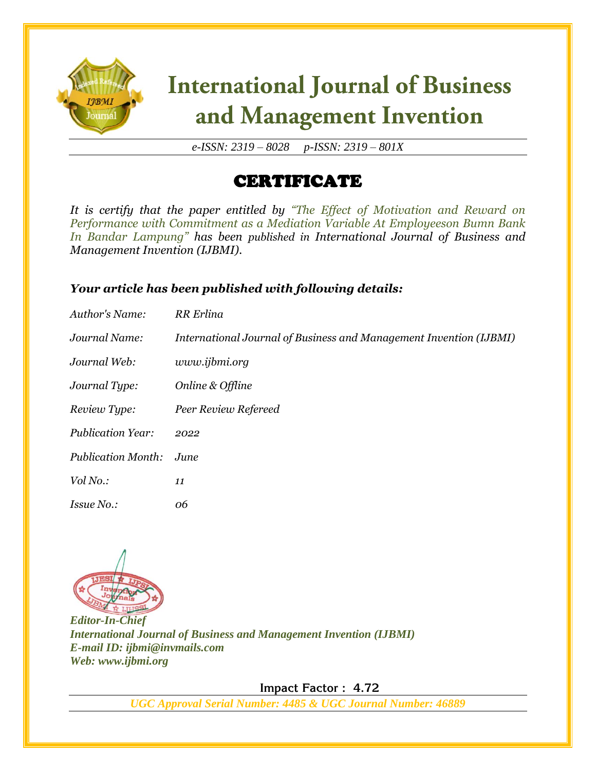# International Journal of Business and Management Invention

*e-ISSN: 2319 – 8028 p-ISSN: 2319 – 801X*

## CERTIFICATE

*It is certify that the paper entitled by "The Effect of Motivation and Reward on Performance with Commitment as a Mediation Variable At Employeeson Bumn Bank In Bandar Lampung" has been published in International Journal of Business and Management Invention (IJBMI).*

***Your article has been published with following details:***

| | |
|---|---|
| *Author's Name:* | *RR Erlina* |
| *Journal Name:* | *International Journal of Business and Management Invention (IJBMI)* |
| *Journal Web:* | *www.ijbmi.org* |
| *Journal Type:* | *Online & Offline* |
| *Review Type:* | *Peer Review Refereed* |
| *Publication Year:* | *2022* |
| *Publication Month:* | *June* |
| *Vol No.:* | *11* |
| *Issue No.:* | *06* |

***Editor-In-Chief***
***International Journal of Business and Management Invention (IJBMI)***
***E-mail ID: ijbmi@invmails.com***
***Web: www.ijbmi.org***

**Impact Factor : 4.72**

***UGC Approval Serial Number: 4485 & UGC Journal Number: 46889***